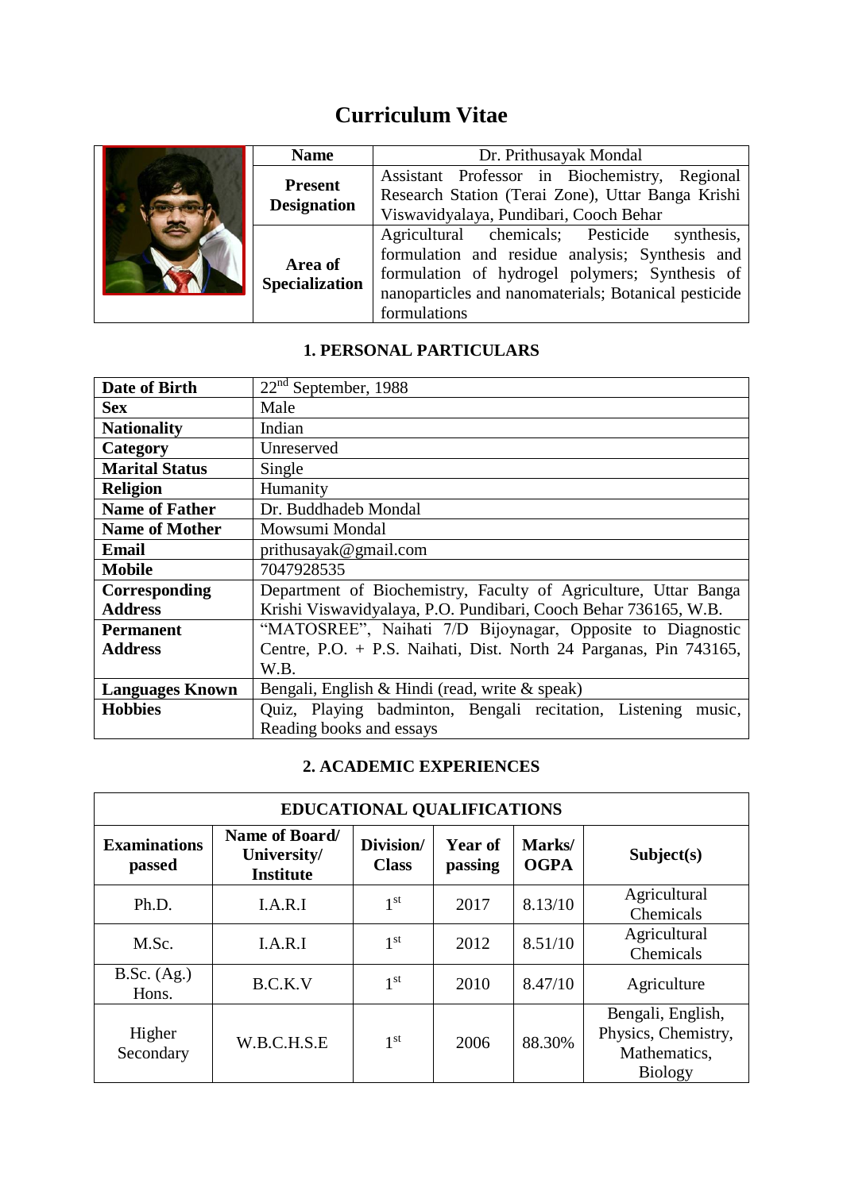# Curriculum Vitae

| Name | Dr. Prithusayak Mondal |
|---|---|
| **Present Designation** | Assistant Professor in Biochemistry, Regional Research Station (Terai Zone), Uttar Banga Krishi Viswavidyalaya, Pundibari, Cooch Behar |
| **Area of Specialization** | Agricultural chemicals; Pesticide synthesis, formulation and residue analysis; Synthesis and formulation of hydrogel polymers; Synthesis of nanoparticles and nanomaterials; Botanical pesticide formulations |

## 1. PERSONAL PARTICULARS

| | |
|---|---|
| **Date of Birth** | 22nd September, 1988 |
| **Sex** | Male |
| **Nationality** | Indian |
| **Category** | Unreserved |
| **Marital Status** | Single |
| **Religion** | Humanity |
| **Name of Father** | Dr. Buddhadeb Mondal |
| **Name of Mother** | Mowsumi Mondal |
| **Email** | prithusayak@gmail.com |
| **Mobile** | 7047928535 |
| **Corresponding Address** | Department of Biochemistry, Faculty of Agriculture, Uttar Banga Krishi Viswavidyalaya, P.O. Pundibari, Cooch Behar 736165, W.B. |
| **Permanent Address** | "MATOSREE", Naihati 7/D Bijoynagar, Opposite to Diagnostic Centre, P.O. + P.S. Naihati, Dist. North 24 Parganas, Pin 743165, W.B. |
| **Languages Known** | Bengali, English & Hindi (read, write & speak) |
| **Hobbies** | Quiz, Playing badminton, Bengali recitation, Listening music, Reading books and essays |

## 2. ACADEMIC EXPERIENCES

**EDUCATIONAL QUALIFICATIONS**

| Examinations passed | Name of Board/ University/ Institute | Division/ Class | Year of passing | Marks/ OGPA | Subject(s) |
|---|---|---|---|---|---|
| Ph.D. | I.A.R.I | 1st | 2017 | 8.13/10 | Agricultural Chemicals |
| M.Sc. | I.A.R.I | 1st | 2012 | 8.51/10 | Agricultural Chemicals |
| B.Sc. (Ag.) Hons. | B.C.K.V | 1st | 2010 | 8.47/10 | Agriculture |
| Higher Secondary | W.B.C.H.S.E | 1st | 2006 | 88.30% | Bengali, English, Physics, Chemistry, Mathematics, Biology |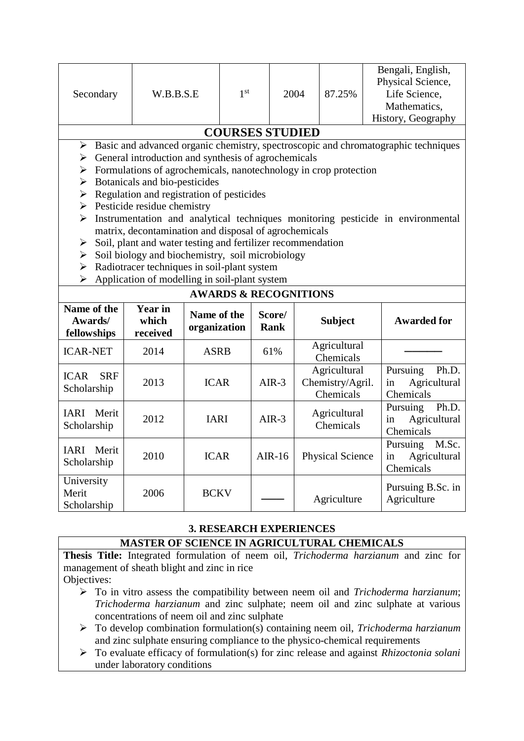| Secondary | W.B.B.S.E | 1st | 2004 | 87.25% | Bengali, English, Physical Science, Life Science, Mathematics, History, Geography |
|---|---|---|---|---|---|

## COURSES STUDIED

- Basic and advanced organic chemistry, spectroscopic and chromatographic techniques
- General introduction and synthesis of agrochemicals
- Formulations of agrochemicals, nanotechnology in crop protection
- Botanicals and bio-pesticides
- Regulation and registration of pesticides
- Pesticide residue chemistry
- Instrumentation and analytical techniques monitoring pesticide in environmental matrix, decontamination and disposal of agrochemicals
- Soil, plant and water testing and fertilizer recommendation
- Soil biology and biochemistry, soil microbiology
- Radiotracer techniques in soil-plant system
- Application of modelling in soil-plant system

## AWARDS & RECOGNITIONS

| Name of the Awards/ fellowships | Year in which received | Name of the organization | Score/ Rank | Subject | Awarded for |
|---|---|---|---|---|---|
| ICAR-NET | 2014 | ASRB | 61% | Agricultural Chemicals | ——— |
| ICAR SRF Scholarship | 2013 | ICAR | AIR-3 | Agricultural Chemistry/Agril. Chemicals | Pursuing Ph.D. in Agricultural Chemicals |
| IARI Merit Scholarship | 2012 | IARI | AIR-3 | Agricultural Chemicals | Pursuing Ph.D. in Agricultural Chemicals |
| IARI Merit Scholarship | 2010 | ICAR | AIR-16 | Physical Science | Pursuing M.Sc. in Agricultural Chemicals |
| University Merit Scholarship | 2006 | BCKV | ——— | Agriculture | Pursuing B.Sc. in Agriculture |

## 3. RESEARCH EXPERIENCES

### MASTER OF SCIENCE IN AGRICULTURAL CHEMICALS

**Thesis Title:** Integrated formulation of neem oil, *Trichoderma harzianum* and zinc for management of sheath blight and zinc in rice

Objectives:

- To in vitro assess the compatibility between neem oil and *Trichoderma harzianum*; *Trichoderma harzianum* and zinc sulphate; neem oil and zinc sulphate at various concentrations of neem oil and zinc sulphate
- To develop combination formulation(s) containing neem oil, *Trichoderma harzianum* and zinc sulphate ensuring compliance to the physico-chemical requirements
- To evaluate efficacy of formulation(s) for zinc release and against *Rhizoctonia solani* under laboratory conditions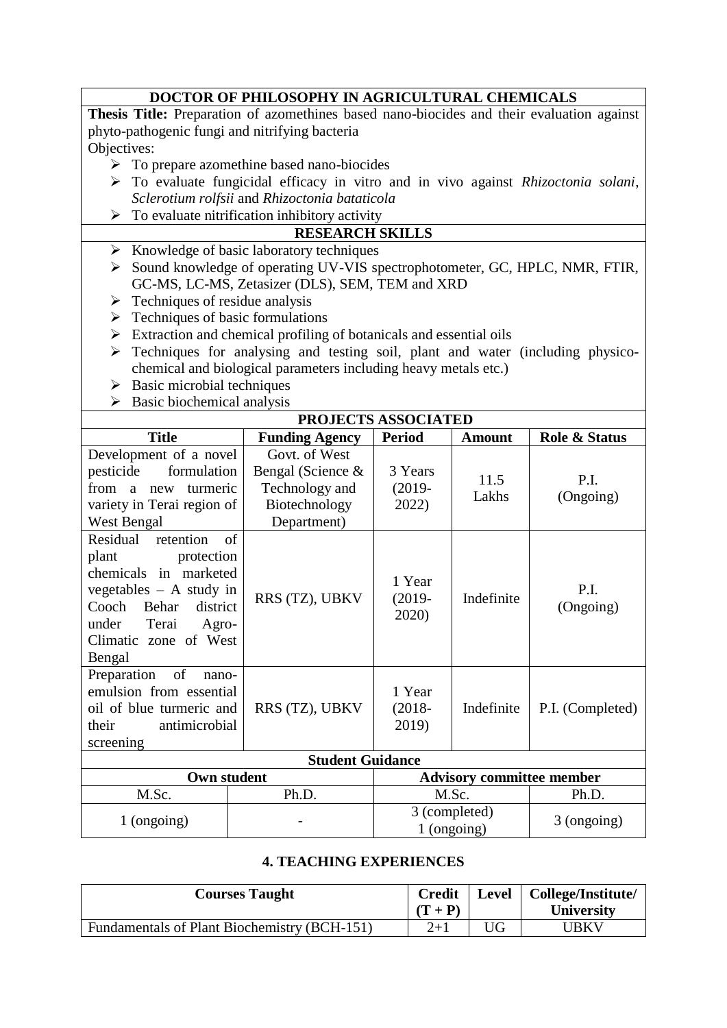## DOCTOR OF PHILOSOPHY IN AGRICULTURAL CHEMICALS

**Thesis Title:** Preparation of azomethines based nano-biocides and their evaluation against phyto-pathogenic fungi and nitrifying bacteria

Objectives:

- To prepare azomethine based nano-biocides
- To evaluate fungicidal efficacy in vitro and in vivo against *Rhizoctonia solani*, *Sclerotium rolfsii* and *Rhizoctonia bataticola*
- To evaluate nitrification inhibitory activity

## RESEARCH SKILLS

- Knowledge of basic laboratory techniques
- Sound knowledge of operating UV-VIS spectrophotometer, GC, HPLC, NMR, FTIR, GC-MS, LC-MS, Zetasizer (DLS), SEM, TEM and XRD
- Techniques of residue analysis
- Techniques of basic formulations
- Extraction and chemical profiling of botanicals and essential oils
- Techniques for analysing and testing soil, plant and water (including physico-chemical and biological parameters including heavy metals etc.)
- Basic microbial techniques
- Basic biochemical analysis

## PROJECTS ASSOCIATED

| Title | Funding Agency | Period | Amount | Role & Status |
|---|---|---|---|---|
| Development of a novel pesticide formulation from a new turmeric variety in Terai region of West Bengal | Govt. of West Bengal (Science & Technology and Biotechnology Department) | 3 Years (2019-2022) | 11.5 Lakhs | P.I. (Ongoing) |
| Residual retention of plant protection chemicals in marketed vegetables – A study in Cooch Behar district under Terai Agro-Climatic zone of West Bengal | RRS (TZ), UBKV | 1 Year (2019-2020) | Indefinite | P.I. (Ongoing) |
| Preparation of nano-emulsion from essential oil of blue turmeric and their antimicrobial screening | RRS (TZ), UBKV | 1 Year (2018-2019) | Indefinite | P.I. (Completed) |

### Student Guidance

| Own student | | Advisory committee member | |
|---|---|---|---|
| M.Sc. | Ph.D. | M.Sc. | Ph.D. |
| 1 (ongoing) | - | 3 (completed) 1 (ongoing) | 3 (ongoing) |

## 4. TEACHING EXPERIENCES

| Courses Taught | Credit (T + P) | Level | College/Institute/ University |
|---|---|---|---|
| Fundamentals of Plant Biochemistry (BCH-151) | 2+1 | UG | UBKV |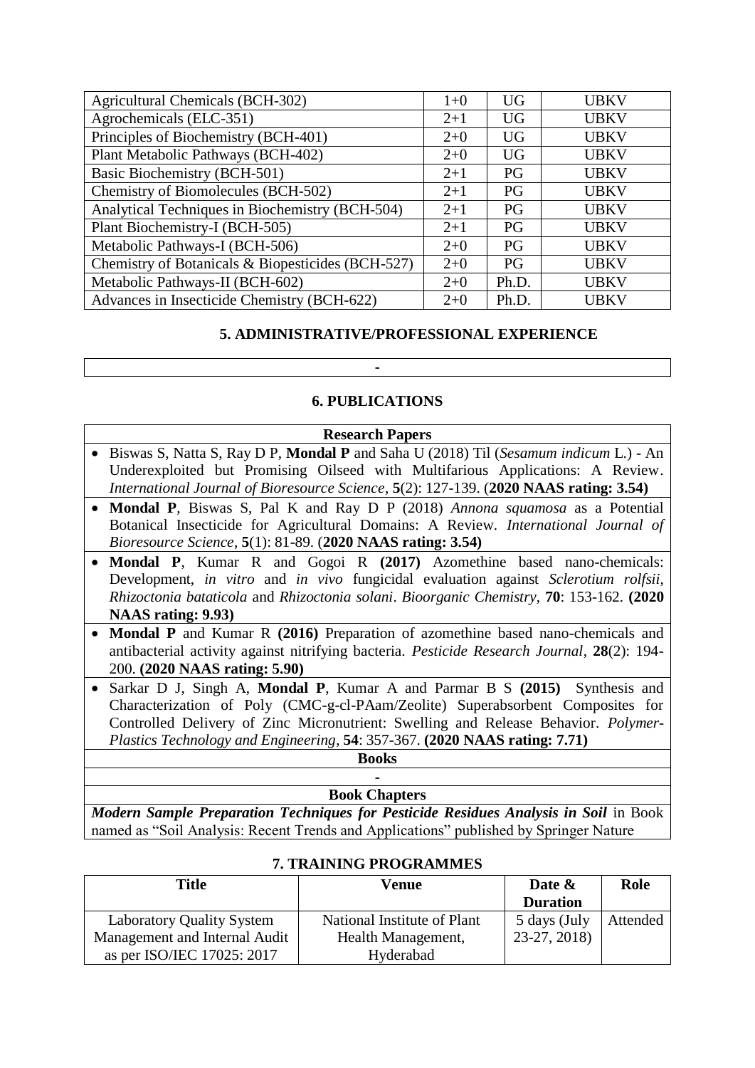| Agricultural Chemicals (BCH-302) | 1+0 | UG | UBKV |
|---|---|---|---|
| Agrochemicals (ELC-351) | 2+1 | UG | UBKV |
| Principles of Biochemistry (BCH-401) | 2+0 | UG | UBKV |
| Plant Metabolic Pathways (BCH-402) | 2+0 | UG | UBKV |
| Basic Biochemistry (BCH-501) | 2+1 | PG | UBKV |
| Chemistry of Biomolecules (BCH-502) | 2+1 | PG | UBKV |
| Analytical Techniques in Biochemistry (BCH-504) | 2+1 | PG | UBKV |
| Plant Biochemistry-I (BCH-505) | 2+1 | PG | UBKV |
| Metabolic Pathways-I (BCH-506) | 2+0 | PG | UBKV |
| Chemistry of Botanicals & Biopesticides (BCH-527) | 2+0 | PG | UBKV |
| Metabolic Pathways-II (BCH-602) | 2+0 | Ph.D. | UBKV |
| Advances in Insecticide Chemistry (BCH-622) | 2+0 | Ph.D. | UBKV |

## 5. ADMINISTRATIVE/PROFESSIONAL EXPERIENCE

-

## 6. PUBLICATIONS

**Research Papers**

- Biswas S, Natta S, Ray D P, **Mondal P** and Saha U (2018) Til (*Sesamum indicum* L.) - An Underexploited but Promising Oilseed with Multifarious Applications: A Review. *International Journal of Bioresource Science*, **5**(2): 127-139. (**2020 NAAS rating: 3.54)**
- **Mondal P**, Biswas S, Pal K and Ray D P (2018) *Annona squamosa* as a Potential Botanical Insecticide for Agricultural Domains: A Review. *International Journal of Bioresource Science*, **5**(1): 81-89. (**2020 NAAS rating: 3.54)**
- **Mondal P**, Kumar R and Gogoi R **(2017)** Azomethine based nano-chemicals: Development, *in vitro* and *in vivo* fungicidal evaluation against *Sclerotium rolfsii*, *Rhizoctonia bataticola* and *Rhizoctonia solani*. *Bioorganic Chemistry*, **70**: 153-162. **(2020 NAAS rating: 9.93)**
- **Mondal P** and Kumar R **(2016)** Preparation of azomethine based nano-chemicals and antibacterial activity against nitrifying bacteria. *Pesticide Research Journal*, **28**(2): 194-200. **(2020 NAAS rating: 5.90)**
- Sarkar D J, Singh A, **Mondal P**, Kumar A and Parmar B S **(2015)** Synthesis and Characterization of Poly (CMC-g-cl-PAam/Zeolite) Superabsorbent Composites for Controlled Delivery of Zinc Micronutrient: Swelling and Release Behavior. *Polymer-Plastics Technology and Engineering*, **54**: 357-367. **(2020 NAAS rating: 7.71)**

**Books**

-

**Book Chapters**

***Modern Sample Preparation Techniques for Pesticide Residues Analysis in Soil*** in Book named as "Soil Analysis: Recent Trends and Applications" published by Springer Nature

## 7. TRAINING PROGRAMMES

| Title | Venue | Date & Duration | Role |
|---|---|---|---|
| Laboratory Quality System Management and Internal Audit as per ISO/IEC 17025: 2017 | National Institute of Plant Health Management, Hyderabad | 5 days (July 23-27, 2018) | Attended |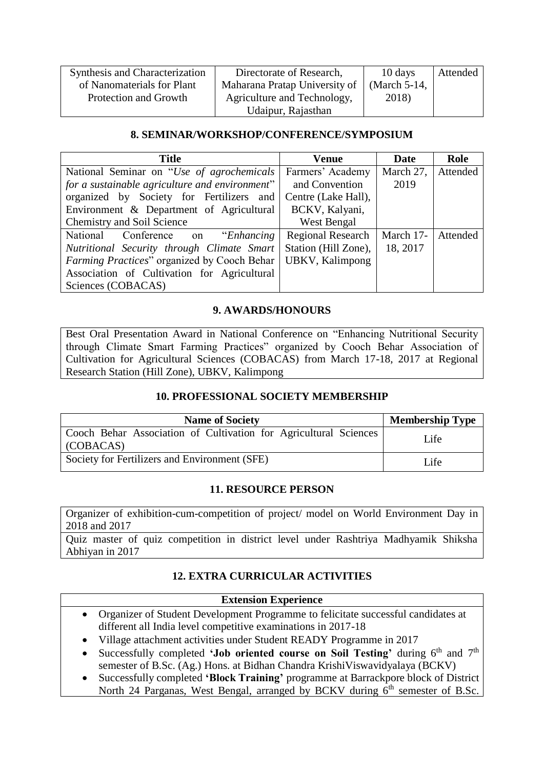| Synthesis and Characterization of Nanomaterials for Plant Protection and Growth | Directorate of Research, Maharana Pratap University of Agriculture and Technology, Udaipur, Rajasthan | 10 days (March 5-14, 2018) | Attended |
|---|---|---|---|

## 8. SEMINAR/WORKSHOP/CONFERENCE/SYMPOSIUM

| Title | Venue | Date | Role |
|---|---|---|---|
| National Seminar on "*Use of agrochemicals for a sustainable agriculture and environment*" organized by Society for Fertilizers and Environment & Department of Agricultural Chemistry and Soil Science | Farmers' Academy and Convention Centre (Lake Hall), BCKV, Kalyani, West Bengal | March 27, 2019 | Attended |
| National Conference on "*Enhancing Nutritional Security through Climate Smart Farming Practices*" organized by Cooch Behar Association of Cultivation for Agricultural Sciences (COBACAS) | Regional Research Station (Hill Zone), UBKV, Kalimpong | March 17-18, 2017 | Attended |

## 9. AWARDS/HONOURS

Best Oral Presentation Award in National Conference on "Enhancing Nutritional Security through Climate Smart Farming Practices" organized by Cooch Behar Association of Cultivation for Agricultural Sciences (COBACAS) from March 17-18, 2017 at Regional Research Station (Hill Zone), UBKV, Kalimpong

## 10. PROFESSIONAL SOCIETY MEMBERSHIP

| Name of Society | Membership Type |
|---|---|
| Cooch Behar Association of Cultivation for Agricultural Sciences (COBACAS) | Life |
| Society for Fertilizers and Environment (SFE) | Life |

## 11. RESOURCE PERSON

Organizer of exhibition-cum-competition of project/ model on World Environment Day in 2018 and 2017

Quiz master of quiz competition in district level under Rashtriya Madhyamik Shiksha Abhiyan in 2017

## 12. EXTRA CURRICULAR ACTIVITIES

**Extension Experience**

- Organizer of Student Development Programme to felicitate successful candidates at different all India level competitive examinations in 2017-18
- Village attachment activities under Student READY Programme in 2017
- Successfully completed **'Job oriented course on Soil Testing'** during 6th and 7th semester of B.Sc. (Ag.) Hons. at Bidhan Chandra KrishiViswavidyalaya (BCKV)
- Successfully completed **'Block Training'** programme at Barrackpore block of District North 24 Parganas, West Bengal, arranged by BCKV during 6th semester of B.Sc.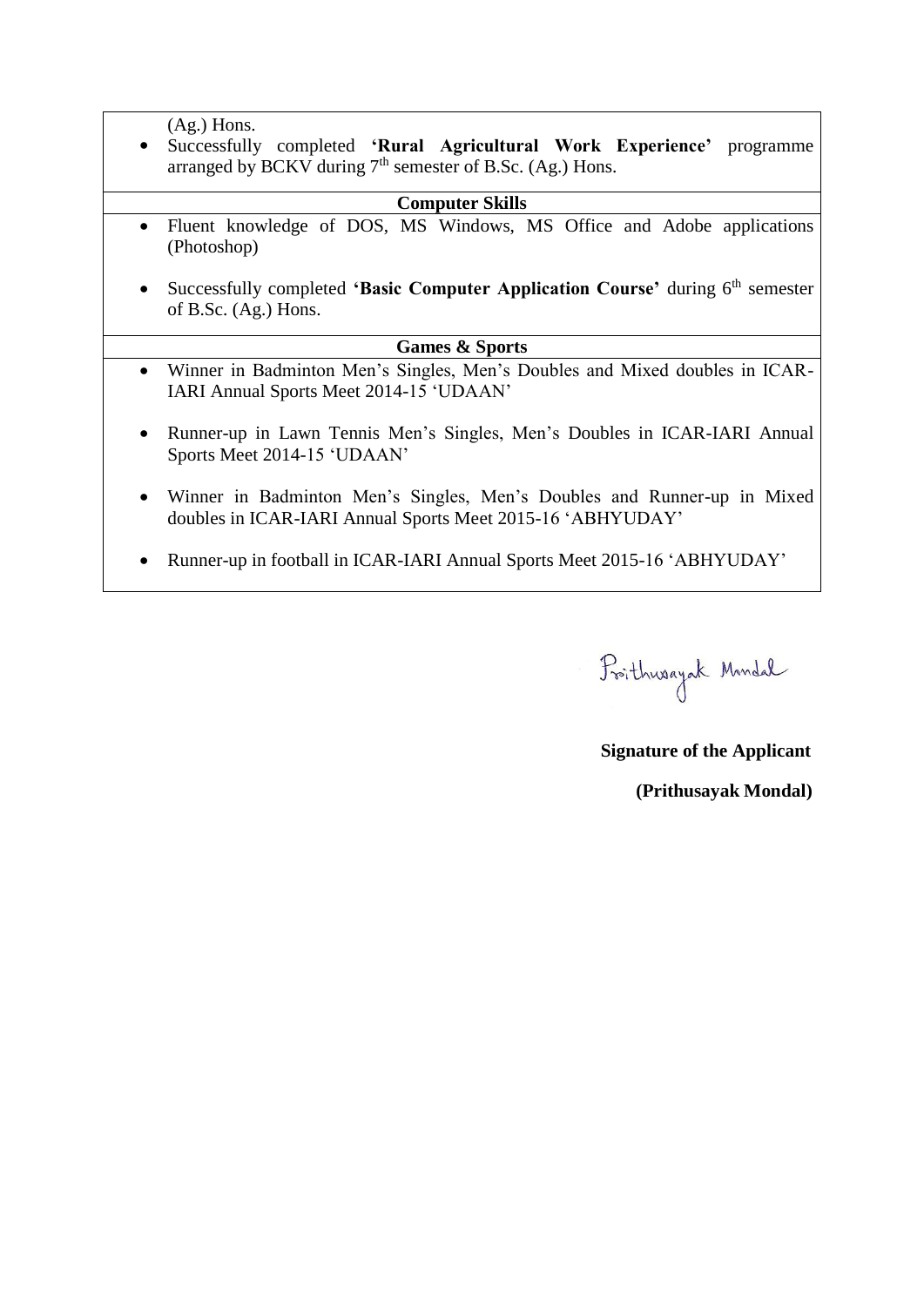(Ag.) Hons.

- Successfully completed **'Rural Agricultural Work Experience'** programme arranged by BCKV during 7th semester of B.Sc. (Ag.) Hons.

**Computer Skills**

- Fluent knowledge of DOS, MS Windows, MS Office and Adobe applications (Photoshop)
- Successfully completed **'Basic Computer Application Course'** during 6th semester of B.Sc. (Ag.) Hons.

**Games & Sports**

- Winner in Badminton Men's Singles, Men's Doubles and Mixed doubles in ICAR-IARI Annual Sports Meet 2014-15 'UDAAN'
- Runner-up in Lawn Tennis Men's Singles, Men's Doubles in ICAR-IARI Annual Sports Meet 2014-15 'UDAAN'
- Winner in Badminton Men's Singles, Men's Doubles and Runner-up in Mixed doubles in ICAR-IARI Annual Sports Meet 2015-16 'ABHYUDAY'
- Runner-up in football in ICAR-IARI Annual Sports Meet 2015-16 'ABHYUDAY'

Prithusayak Mondal

**Signature of the Applicant**

**(Prithusayak Mondal)**